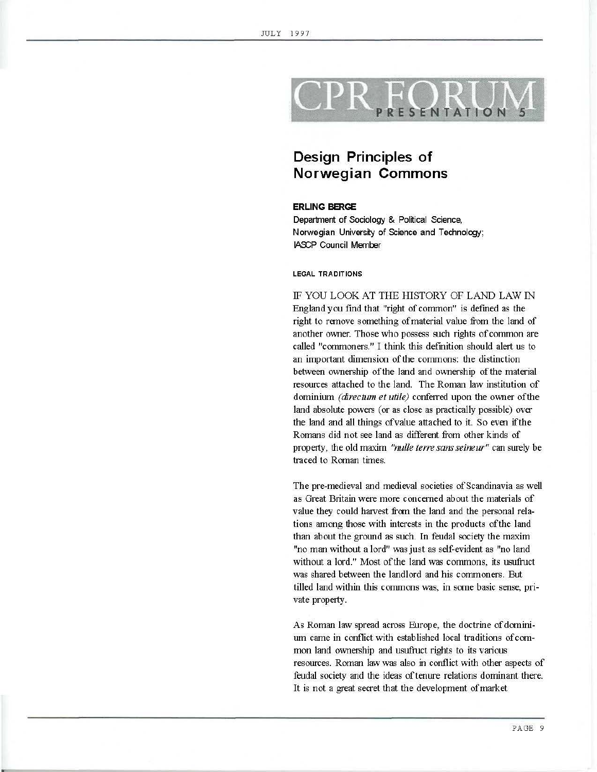# CPR FORUM

PRESENTATION 5

## Design Principles of Norwegian Commons

**ERLING BERGE**

Department of Sociology & Political Science, Norwegian University of Science and Technology; IASCP Council Member

### LEGAL TRADITIONS

IF YOU LOOK AT THE HISTORY OF LAND LAW IN England you find that "right of common" is defined as the right to remove something of material value from the land of another owner. Those who possess such rights of common are called "commoners." I think this definition should alert us to an important dimension of the commons: the distinction between ownership of the land and ownership of the material resources attached to the land. The Roman law institution of dominium *(directum et utile)* conferred upon the owner of the land absolute powers (or as close as practically possible) over the land and all things of value attached to it. So even if the Romans did not see land as different from other kinds of property, the old maxim *"nulle terre sans seineur"* can surely be traced to Roman times.

The pre-medieval and medieval societies of Scandinavia as well as Great Britain were more concerned about the materials of value they could harvest from the land and the personal relations among those with interests in the products of the land than about the ground as such. In feudal society the maxim "no man without a lord" was just as self-evident as "no land without a lord." Most of the land was commons, its usufruct was shared between the landlord and his commoners. But tilled land within this commons was, in some basic sense, private property.

As Roman law spread across Europe, the doctrine of dominium came in conflict with established local traditions of common land ownership and usufruct rights to its various resources. Roman law was also in conflict with other aspects of feudal society and the ideas of tenure relations dominant there. It is not a great secret that the development of market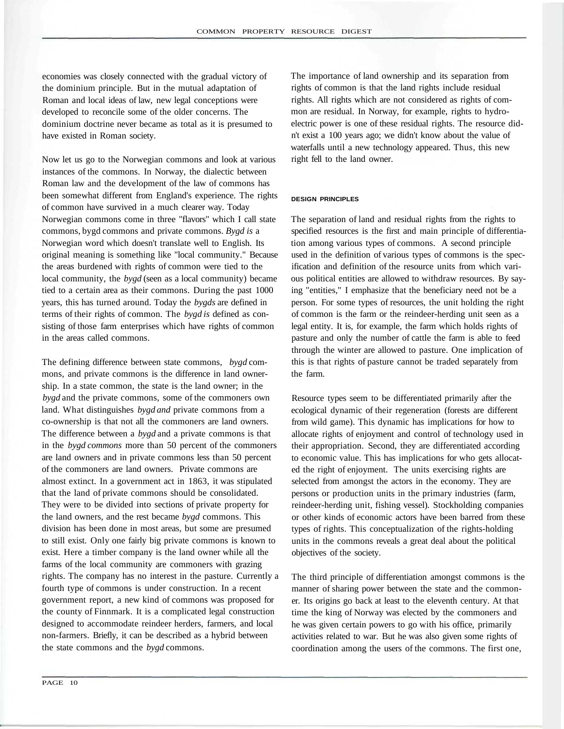economies was closely connected with the gradual victory of the dominium principle. But in the mutual adaptation of Roman and local ideas of law, new legal conceptions were developed to reconcile some of the older concerns. The dominium doctrine never became as total as it is presumed to have existed in Roman society.

Now let us go to the Norwegian commons and look at various instances of the commons. In Norway, the dialectic between Roman law and the development of the law of commons has been somewhat different from England's experience. The rights of common have survived in a much clearer way. Today Norwegian commons come in three "flavors" which I call state commons, bygd commons and private commons. *Bygd is* a Norwegian word which doesn't translate well to English. Its original meaning is something like "local community." Because the areas burdened with rights of common were tied to the local community, the *bygd* (seen as a local community) became tied to a certain area as their commons. During the past 1000 years, this has turned around. Today the *bygds* are defined in terms of their rights of common. The *bygd is* defined as consisting of those farm enterprises which have rights of common in the areas called commons.

The defining difference between state commons, *bygd* commons, and private commons is the difference in land ownership. In a state common, the state is the land owner; in the *bygd* and the private commons, some of the commoners own land. What distinguishes *bygd and* private commons from a co-ownership is that not all the commoners are land owners. The difference between a *bygd* and a private commons is that in the *bygd commons* more than 50 percent of the commoners are land owners and in private commons less than 50 percent of the commoners are land owners. Private commons are almost extinct. In a government act in 1863, it was stipulated that the land of private commons should be consolidated. They were to be divided into sections of private property for the land owners, and the rest became *bygd* commons. This division has been done in most areas, but some are presumed to still exist. Only one fairly big private commons is known to exist. Here a timber company is the land owner while all the farms of the local community are commoners with grazing rights. The company has no interest in the pasture. Currently a fourth type of commons is under construction. In a recent government report, a new kind of commons was proposed for the county of Finnmark. It is a complicated legal construction designed to accommodate reindeer herders, farmers, and local non-farmers. Briefly, it can be described as a hybrid between the state commons and the *bygd* commons.

The importance of land ownership and its separation from rights of common is that the land rights include residual rights. All rights which are not considered as rights of common are residual. In Norway, for example, rights to hydroelectric power is one of these residual rights. The resource didn't exist a 100 years ago; we didn't know about the value of waterfalls until a new technology appeared. Thus, this new right fell to the land owner.

## DESIGN PRINCIPLES

The separation of land and residual rights from the rights to specified resources is the first and main principle of differentiation among various types of commons. A second principle used in the definition of various types of commons is the specification and definition of the resource units from which various political entities are allowed to withdraw resources. By saying "entities," I emphasize that the beneficiary need not be a person. For some types of resources, the unit holding the right of common is the farm or the reindeer-herding unit seen as a legal entity. It is, for example, the farm which holds rights of pasture and only the number of cattle the farm is able to feed through the winter are allowed to pasture. One implication of this is that rights of pasture cannot be traded separately from the farm.

Resource types seem to be differentiated primarily after the ecological dynamic of their regeneration (forests are different from wild game). This dynamic has implications for how to allocate rights of enjoyment and control of technology used in their appropriation. Second, they are differentiated according to economic value. This has implications for who gets allocated the right of enjoyment. The units exercising rights are selected from amongst the actors in the economy. They are persons or production units in the primary industries (farm, reindeer-herding unit, fishing vessel). Stockholding companies or other kinds of economic actors have been barred from these types of rights. This conceptualization of the rights-holding units in the commons reveals a great deal about the political objectives of the society.

The third principle of differentiation amongst commons is the manner of sharing power between the state and the commoner. Its origins go back at least to the eleventh century. At that time the king of Norway was elected by the commoners and he was given certain powers to go with his office, primarily activities related to war. But he was also given some rights of coordination among the users of the commons. The first one,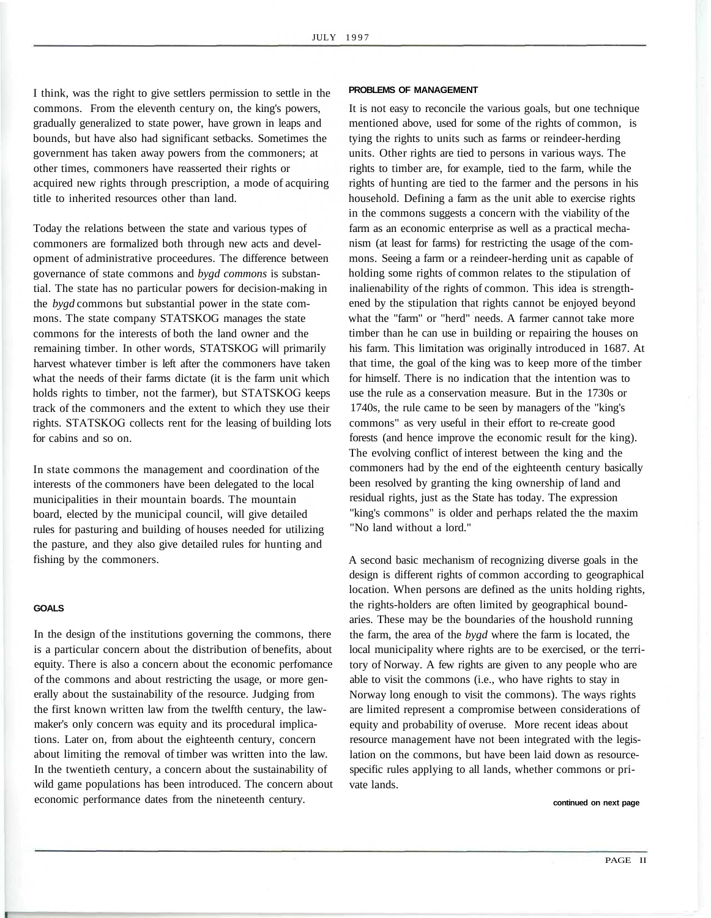I think, was the right to give settlers permission to settle in the commons. From the eleventh century on, the king's powers, gradually generalized to state power, have grown in leaps and bounds, but have also had significant setbacks. Sometimes the government has taken away powers from the commoners; at other times, commoners have reasserted their rights or acquired new rights through prescription, a mode of acquiring title to inherited resources other than land.

Today the relations between the state and various types of commoners are formalized both through new acts and development of administrative proceedures. The difference between governance of state commons and *bygd commons* is substantial. The state has no particular powers for decision-making in the *bygd* commons but substantial power in the state commons. The state company STATSKOG manages the state commons for the interests of both the land owner and the remaining timber. In other words, STATSKOG will primarily harvest whatever timber is left after the commoners have taken what the needs of their farms dictate (it is the farm unit which holds rights to timber, not the farmer), but STATSKOG keeps track of the commoners and the extent to which they use their rights. STATSKOG collects rent for the leasing of building lots for cabins and so on.

In state commons the management and coordination of the interests of the commoners have been delegated to the local municipalities in their mountain boards. The mountain board, elected by the municipal council, will give detailed rules for pasturing and building of houses needed for utilizing the pasture, and they also give detailed rules for hunting and fishing by the commoners.

#### GOALS

In the design of the institutions governing the commons, there is a particular concern about the distribution of benefits, about equity. There is also a concern about the economic perfomance of the commons and about restricting the usage, or more generally about the sustainability of the resource. Judging from the first known written law from the twelfth century, the lawmaker's only concern was equity and its procedural implications. Later on, from about the eighteenth century, concern about limiting the removal of timber was written into the law. In the twentieth century, a concern about the sustainability of wild game populations has been introduced. The concern about economic performance dates from the nineteenth century.

#### PROBLEMS OF MANAGEMENT

It is not easy to reconcile the various goals, but one technique mentioned above, used for some of the rights of common, is tying the rights to units such as farms or reindeer-herding units. Other rights are tied to persons in various ways. The rights to timber are, for example, tied to the farm, while the rights of hunting are tied to the farmer and the persons in his household. Defining a farm as the unit able to exercise rights in the commons suggests a concern with the viability of the farm as an economic enterprise as well as a practical mechanism (at least for farms) for restricting the usage of the commons. Seeing a farm or a reindeer-herding unit as capable of holding some rights of common relates to the stipulation of inalienability of the rights of common. This idea is strengthened by the stipulation that rights cannot be enjoyed beyond what the "farm" or "herd" needs. A farmer cannot take more timber than he can use in building or repairing the houses on his farm. This limitation was originally introduced in 1687. At that time, the goal of the king was to keep more of the timber for himself. There is no indication that the intention was to use the rule as a conservation measure. But in the 1730s or 1740s, the rule came to be seen by managers of the "king's commons" as very useful in their effort to re-create good forests (and hence improve the economic result for the king). The evolving conflict of interest between the king and the commoners had by the end of the eighteenth century basically been resolved by granting the king ownership of land and residual rights, just as the State has today. The expression "king's commons" is older and perhaps related the the maxim "No land without a lord."

A second basic mechanism of recognizing diverse goals in the design is different rights of common according to geographical location. When persons are defined as the units holding rights, the rights-holders are often limited by geographical boundaries. These may be the boundaries of the houshold running the farm, the area of the *bygd* where the farm is located, the local municipality where rights are to be exercised, or the territory of Norway. A few rights are given to any people who are able to visit the commons (i.e., who have rights to stay in Norway long enough to visit the commons). The ways rights are limited represent a compromise between considerations of equity and probability of overuse. More recent ideas about resource management have not been integrated with the legislation on the commons, but have been laid down as resource-specific rules applying to all lands, whether commons or private lands.

**continued on next page**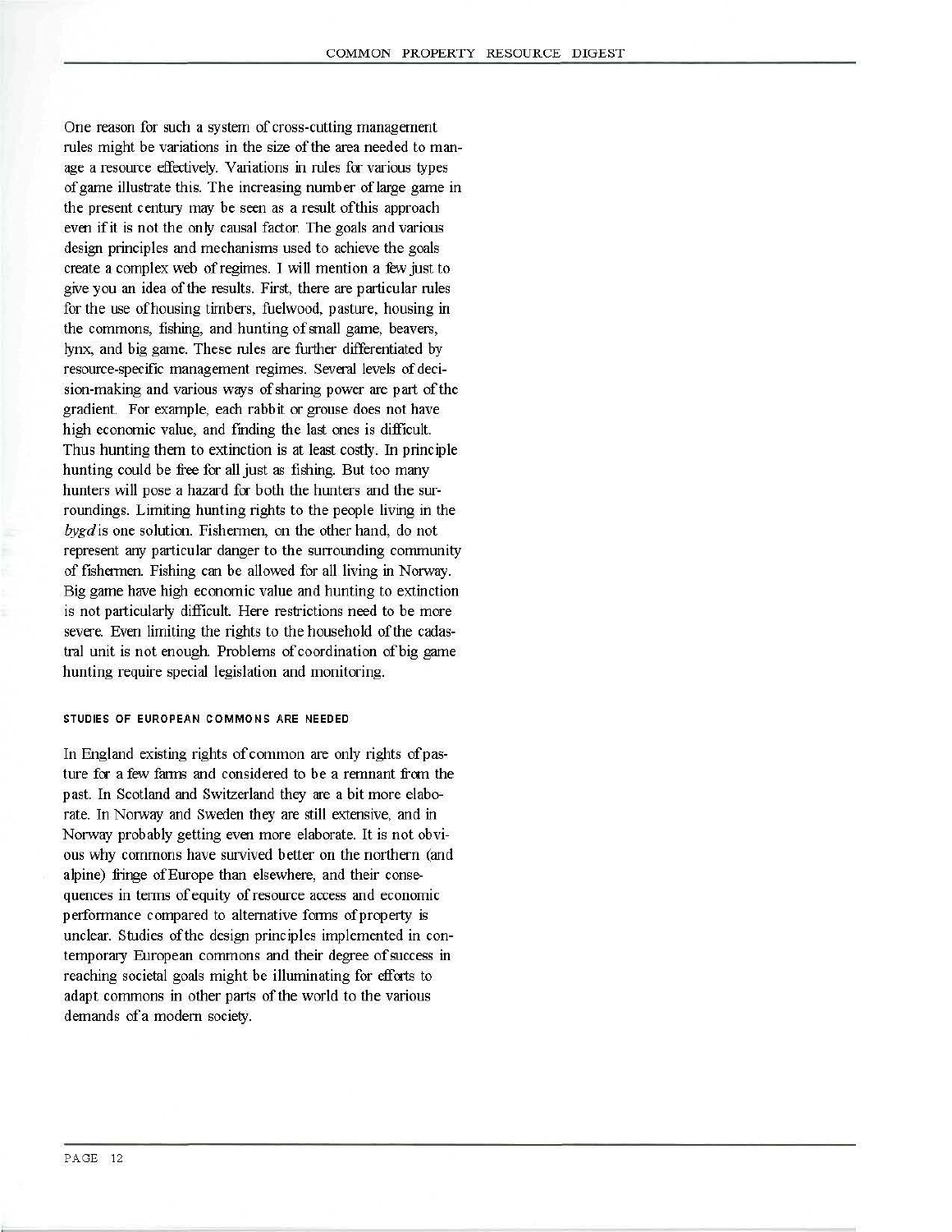One reason for such a system of cross-cutting management rules might be variations in the size of the area needed to manage a resource effectively. Variations in rules for various types of game illustrate this. The increasing number of large game in the present century may be seen as a result of this approach even if it is not the only causal factor. The goals and various design principles and mechanisms used to achieve the goals create a complex web of regimes. I will mention a few just to give you an idea of the results. First, there are particular rules for the use of housing timbers, fuelwood, pasture, housing in the commons, fishing, and hunting of small game, beavers, lynx, and big game. These rules are further differentiated by resource-specific management regimes. Several levels of decision-making and various ways of sharing power are part of the gradient. For example, each rabbit or grouse does not have high economic value, and finding the last ones is difficult. Thus hunting them to extinction is at least costly. In principle hunting could be free for all just as fishing. But too many hunters will pose a hazard for both the hunters and the surroundings. Limiting hunting rights to the people living in the *bygd* is one solution. Fishermen, on the other hand, do not represent any particular danger to the surrounding community of fishermen. Fishing can be allowed for all living in Norway. Big game have high economic value and hunting to extinction is not particularly difficult. Here restrictions need to be more severe. Even limiting the rights to the household of the cadastral unit is not enough. Problems of coordination of big game hunting require special legislation and monitoring.

## STUDIES OF EUROPEAN COMMONS ARE NEEDED

In England existing rights of common are only rights of pasture for a few farms and considered to be a remnant from the past. In Scotland and Switzerland they are a bit more elaborate. In Norway and Sweden they are still extensive, and in Norway probably getting even more elaborate. It is not obvious why commons have survived better on the northern (and alpine) fringe of Europe than elsewhere, and their consequences in terms of equity of resource access and economic performance compared to alternative forms of property is unclear. Studies of the design principles implemented in contemporary European commons and their degree of success in reaching societal goals might be illuminating for efforts to adapt commons in other parts of the world to the various demands of a modern society.